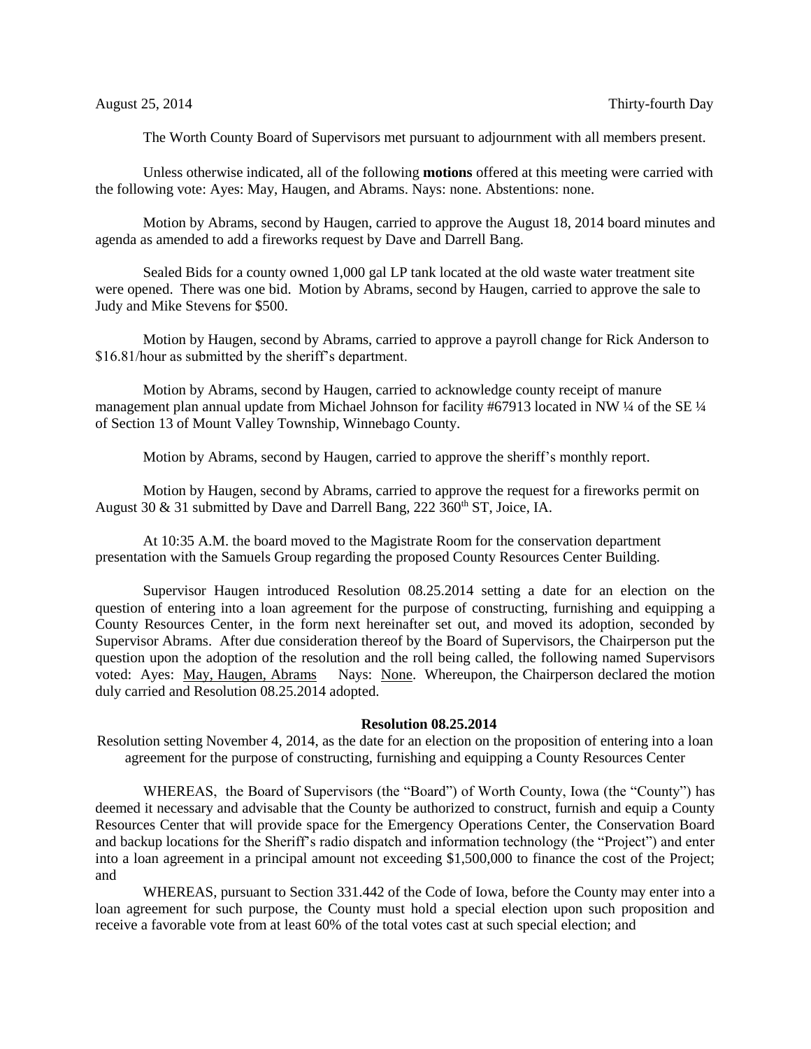August 25, 2014 Thirty-fourth Day

The Worth County Board of Supervisors met pursuant to adjournment with all members present.

Unless otherwise indicated, all of the following **motions** offered at this meeting were carried with the following vote: Ayes: May, Haugen, and Abrams. Nays: none. Abstentions: none.

Motion by Abrams, second by Haugen, carried to approve the August 18, 2014 board minutes and agenda as amended to add a fireworks request by Dave and Darrell Bang.

Sealed Bids for a county owned 1,000 gal LP tank located at the old waste water treatment site were opened. There was one bid. Motion by Abrams, second by Haugen, carried to approve the sale to Judy and Mike Stevens for $500.

Motion by Haugen, second by Abrams, carried to approve a payroll change for Rick Anderson to $16.81/hour as submitted by the sheriff's department.

Motion by Abrams, second by Haugen, carried to acknowledge county receipt of manure management plan annual update from Michael Johnson for facility #67913 located in NW ¼ of the SE ¼ of Section 13 of Mount Valley Township, Winnebago County.

Motion by Abrams, second by Haugen, carried to approve the sheriff's monthly report.

Motion by Haugen, second by Abrams, carried to approve the request for a fireworks permit on August 30 & 31 submitted by Dave and Darrell Bang, 222 360th ST, Joice, IA.

At 10:35 A.M. the board moved to the Magistrate Room for the conservation department presentation with the Samuels Group regarding the proposed County Resources Center Building.

Supervisor Haugen introduced Resolution 08.25.2014 setting a date for an election on the question of entering into a loan agreement for the purpose of constructing, furnishing and equipping a County Resources Center, in the form next hereinafter set out, and moved its adoption, seconded by Supervisor Abrams. After due consideration thereof by the Board of Supervisors, the Chairperson put the question upon the adoption of the resolution and the roll being called, the following named Supervisors voted: Ayes: May, Haugen, Abrams Nays: None. Whereupon, the Chairperson declared the motion duly carried and Resolution 08.25.2014 adopted.

**Resolution 08.25.2014**

Resolution setting November 4, 2014, as the date for an election on the proposition of entering into a loan agreement for the purpose of constructing, furnishing and equipping a County Resources Center

WHEREAS, the Board of Supervisors (the "Board") of Worth County, Iowa (the "County") has deemed it necessary and advisable that the County be authorized to construct, furnish and equip a County Resources Center that will provide space for the Emergency Operations Center, the Conservation Board and backup locations for the Sheriff's radio dispatch and information technology (the "Project") and enter into a loan agreement in a principal amount not exceeding $1,500,000 to finance the cost of the Project; and

WHEREAS, pursuant to Section 331.442 of the Code of Iowa, before the County may enter into a loan agreement for such purpose, the County must hold a special election upon such proposition and receive a favorable vote from at least 60% of the total votes cast at such special election; and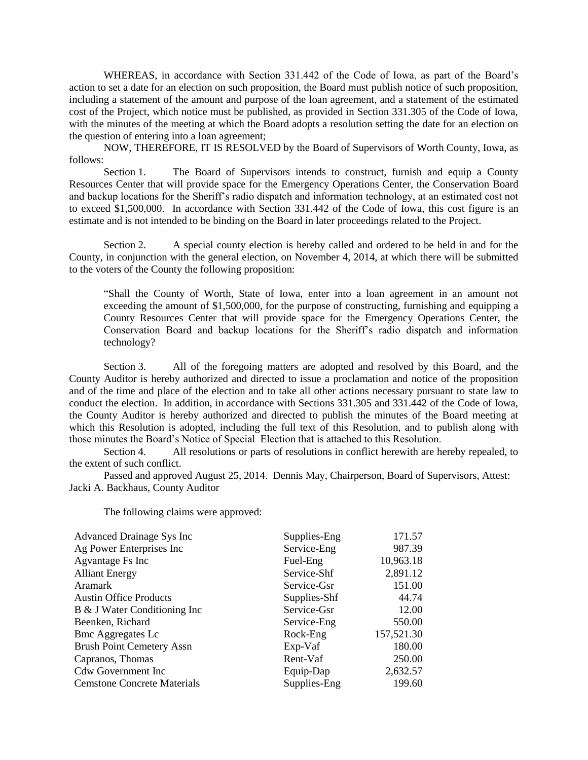WHEREAS, in accordance with Section 331.442 of the Code of Iowa, as part of the Board's action to set a date for an election on such proposition, the Board must publish notice of such proposition, including a statement of the amount and purpose of the loan agreement, and a statement of the estimated cost of the Project, which notice must be published, as provided in Section 331.305 of the Code of Iowa, with the minutes of the meeting at which the Board adopts a resolution setting the date for an election on the question of entering into a loan agreement;

NOW, THEREFORE, IT IS RESOLVED by the Board of Supervisors of Worth County, Iowa, as follows:

Section 1. The Board of Supervisors intends to construct, furnish and equip a County Resources Center that will provide space for the Emergency Operations Center, the Conservation Board and backup locations for the Sheriff's radio dispatch and information technology, at an estimated cost not to exceed $1,500,000. In accordance with Section 331.442 of the Code of Iowa, this cost figure is an estimate and is not intended to be binding on the Board in later proceedings related to the Project.

Section 2. A special county election is hereby called and ordered to be held in and for the County, in conjunction with the general election, on November 4, 2014, at which there will be submitted to the voters of the County the following proposition:

"Shall the County of Worth, State of Iowa, enter into a loan agreement in an amount not exceeding the amount of $1,500,000, for the purpose of constructing, furnishing and equipping a County Resources Center that will provide space for the Emergency Operations Center, the Conservation Board and backup locations for the Sheriff's radio dispatch and information technology?

Section 3. All of the foregoing matters are adopted and resolved by this Board, and the County Auditor is hereby authorized and directed to issue a proclamation and notice of the proposition and of the time and place of the election and to take all other actions necessary pursuant to state law to conduct the election. In addition, in accordance with Sections 331.305 and 331.442 of the Code of Iowa, the County Auditor is hereby authorized and directed to publish the minutes of the Board meeting at which this Resolution is adopted, including the full text of this Resolution, and to publish along with those minutes the Board's Notice of Special Election that is attached to this Resolution.

Section 4. All resolutions or parts of resolutions in conflict herewith are hereby repealed, to the extent of such conflict.

Passed and approved August 25, 2014. Dennis May, Chairperson, Board of Supervisors, Attest: Jacki A. Backhaus, County Auditor

The following claims were approved:

| | | |
|---|---|---|
| Advanced Drainage Sys Inc | Supplies-Eng | 171.57 |
| Ag Power Enterprises Inc | Service-Eng | 987.39 |
| Agvantage Fs Inc | Fuel-Eng | 10,963.18 |
| Alliant Energy | Service-Shf | 2,891.12 |
| Aramark | Service-Gsr | 151.00 |
| Austin Office Products | Supplies-Shf | 44.74 |
| B & J Water Conditioning Inc | Service-Gsr | 12.00 |
| Beenken, Richard | Service-Eng | 550.00 |
| Bmc Aggregates Lc | Rock-Eng | 157,521.30 |
| Brush Point Cemetery Assn | Exp-Vaf | 180.00 |
| Capranos, Thomas | Rent-Vaf | 250.00 |
| Cdw Government Inc | Equip-Dap | 2,632.57 |
| Cemstone Concrete Materials | Supplies-Eng | 199.60 |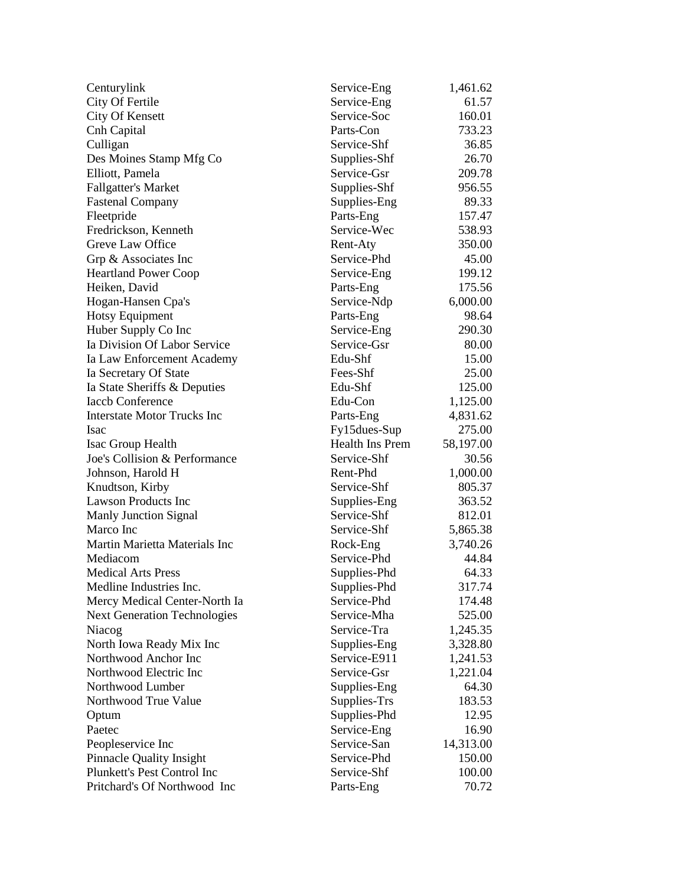| | | |
|---|---|---|
| Centurylink | Service-Eng | 1,461.62 |
| City Of Fertile | Service-Eng | 61.57 |
| City Of Kensett | Service-Soc | 160.01 |
| Cnh Capital | Parts-Con | 733.23 |
| Culligan | Service-Shf | 36.85 |
| Des Moines Stamp Mfg Co | Supplies-Shf | 26.70 |
| Elliott, Pamela | Service-Gsr | 209.78 |
| Fallgatter's Market | Supplies-Shf | 956.55 |
| Fastenal Company | Supplies-Eng | 89.33 |
| Fleetpride | Parts-Eng | 157.47 |
| Fredrickson, Kenneth | Service-Wec | 538.93 |
| Greve Law Office | Rent-Aty | 350.00 |
| Grp & Associates Inc | Service-Phd | 45.00 |
| Heartland Power Coop | Service-Eng | 199.12 |
| Heiken, David | Parts-Eng | 175.56 |
| Hogan-Hansen Cpa's | Service-Ndp | 6,000.00 |
| Hotsy Equipment | Parts-Eng | 98.64 |
| Huber Supply Co Inc | Service-Eng | 290.30 |
| Ia Division Of Labor Service | Service-Gsr | 80.00 |
| Ia Law Enforcement Academy | Edu-Shf | 15.00 |
| Ia Secretary Of State | Fees-Shf | 25.00 |
| Ia State Sheriffs & Deputies | Edu-Shf | 125.00 |
| Iaccb Conference | Edu-Con | 1,125.00 |
| Interstate Motor Trucks Inc | Parts-Eng | 4,831.62 |
| Isac | Fy15dues-Sup | 275.00 |
| Isac Group Health | Health Ins Prem | 58,197.00 |
| Joe's Collision & Performance | Service-Shf | 30.56 |
| Johnson, Harold H | Rent-Phd | 1,000.00 |
| Knudtson, Kirby | Service-Shf | 805.37 |
| Lawson Products Inc | Supplies-Eng | 363.52 |
| Manly Junction Signal | Service-Shf | 812.01 |
| Marco Inc | Service-Shf | 5,865.38 |
| Martin Marietta Materials Inc | Rock-Eng | 3,740.26 |
| Mediacom | Service-Phd | 44.84 |
| Medical Arts Press | Supplies-Phd | 64.33 |
| Medline Industries Inc. | Supplies-Phd | 317.74 |
| Mercy Medical Center-North Ia | Service-Phd | 174.48 |
| Next Generation Technologies | Service-Mha | 525.00 |
| Niacog | Service-Tra | 1,245.35 |
| North Iowa Ready Mix Inc | Supplies-Eng | 3,328.80 |
| Northwood Anchor Inc | Service-E911 | 1,241.53 |
| Northwood Electric Inc | Service-Gsr | 1,221.04 |
| Northwood Lumber | Supplies-Eng | 64.30 |
| Northwood True Value | Supplies-Trs | 183.53 |
| Optum | Supplies-Phd | 12.95 |
| Paetec | Service-Eng | 16.90 |
| Peopleservice Inc | Service-San | 14,313.00 |
| Pinnacle Quality Insight | Service-Phd | 150.00 |
| Plunkett's Pest Control Inc | Service-Shf | 100.00 |
| Pritchard's Of Northwood Inc | Parts-Eng | 70.72 |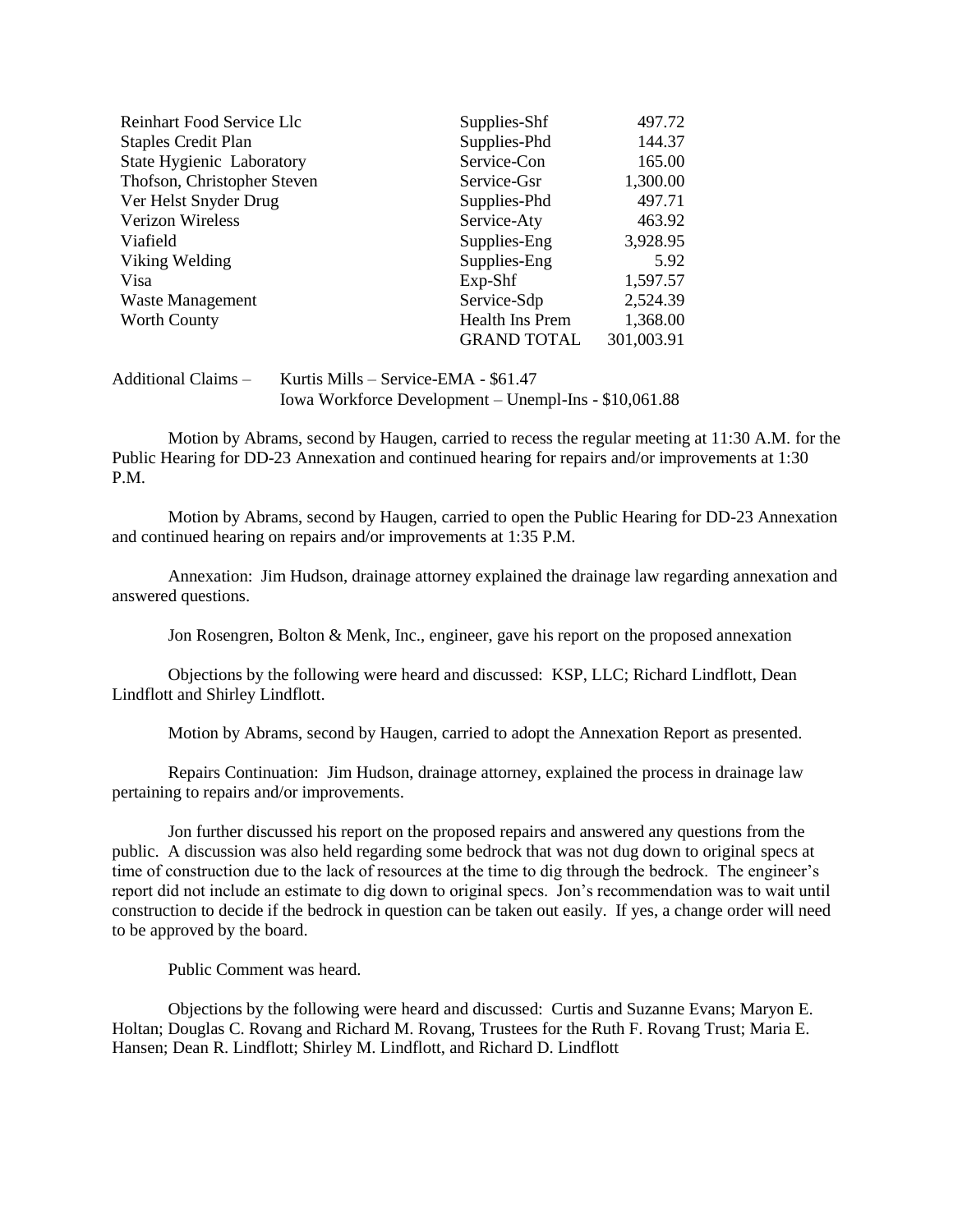| | | |
|---|---|---|
| Reinhart Food Service Llc | Supplies-Shf | 497.72 |
| Staples Credit Plan | Supplies-Phd | 144.37 |
| State Hygienic Laboratory | Service-Con | 165.00 |
| Thofson, Christopher Steven | Service-Gsr | 1,300.00 |
| Ver Helst Snyder Drug | Supplies-Phd | 497.71 |
| Verizon Wireless | Service-Aty | 463.92 |
| Viafield | Supplies-Eng | 3,928.95 |
| Viking Welding | Supplies-Eng | 5.92 |
| Visa | Exp-Shf | 1,597.57 |
| Waste Management | Service-Sdp | 2,524.39 |
| Worth County | Health Ins Prem | 1,368.00 |
| | GRAND TOTAL | 301,003.91 |

Additional Claims – Kurtis Mills – Service-EMA - $61.47
Iowa Workforce Development – Unempl-Ins - $10,061.88

Motion by Abrams, second by Haugen, carried to recess the regular meeting at 11:30 A.M. for the Public Hearing for DD-23 Annexation and continued hearing for repairs and/or improvements at 1:30 P.M.

Motion by Abrams, second by Haugen, carried to open the Public Hearing for DD-23 Annexation and continued hearing on repairs and/or improvements at 1:35 P.M.

Annexation: Jim Hudson, drainage attorney explained the drainage law regarding annexation and answered questions.

Jon Rosengren, Bolton & Menk, Inc., engineer, gave his report on the proposed annexation

Objections by the following were heard and discussed: KSP, LLC; Richard Lindflott, Dean Lindflott and Shirley Lindflott.

Motion by Abrams, second by Haugen, carried to adopt the Annexation Report as presented.

Repairs Continuation: Jim Hudson, drainage attorney, explained the process in drainage law pertaining to repairs and/or improvements.

Jon further discussed his report on the proposed repairs and answered any questions from the public. A discussion was also held regarding some bedrock that was not dug down to original specs at time of construction due to the lack of resources at the time to dig through the bedrock. The engineer's report did not include an estimate to dig down to original specs. Jon's recommendation was to wait until construction to decide if the bedrock in question can be taken out easily. If yes, a change order will need to be approved by the board.

Public Comment was heard.

Objections by the following were heard and discussed: Curtis and Suzanne Evans; Maryon E. Holtan; Douglas C. Rovang and Richard M. Rovang, Trustees for the Ruth F. Rovang Trust; Maria E. Hansen; Dean R. Lindflott; Shirley M. Lindflott, and Richard D. Lindflott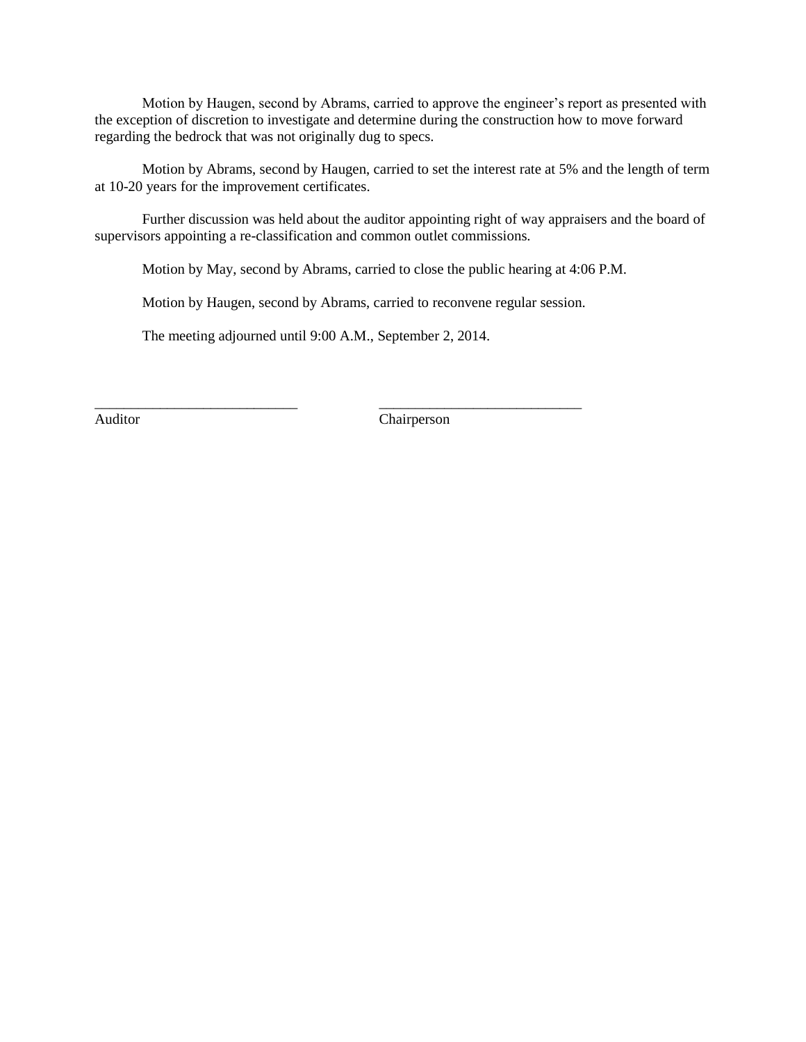Motion by Haugen, second by Abrams, carried to approve the engineer's report as presented with the exception of discretion to investigate and determine during the construction how to move forward regarding the bedrock that was not originally dug to specs.

Motion by Abrams, second by Haugen, carried to set the interest rate at 5% and the length of term at 10-20 years for the improvement certificates.

Further discussion was held about the auditor appointing right of way appraisers and the board of supervisors appointing a re-classification and common outlet commissions.

Motion by May, second by Abrams, carried to close the public hearing at 4:06 P.M.

Motion by Haugen, second by Abrams, carried to reconvene regular session.

The meeting adjourned until 9:00 A.M., September 2, 2014.

____________________________ ____________________________

Auditor Chairperson